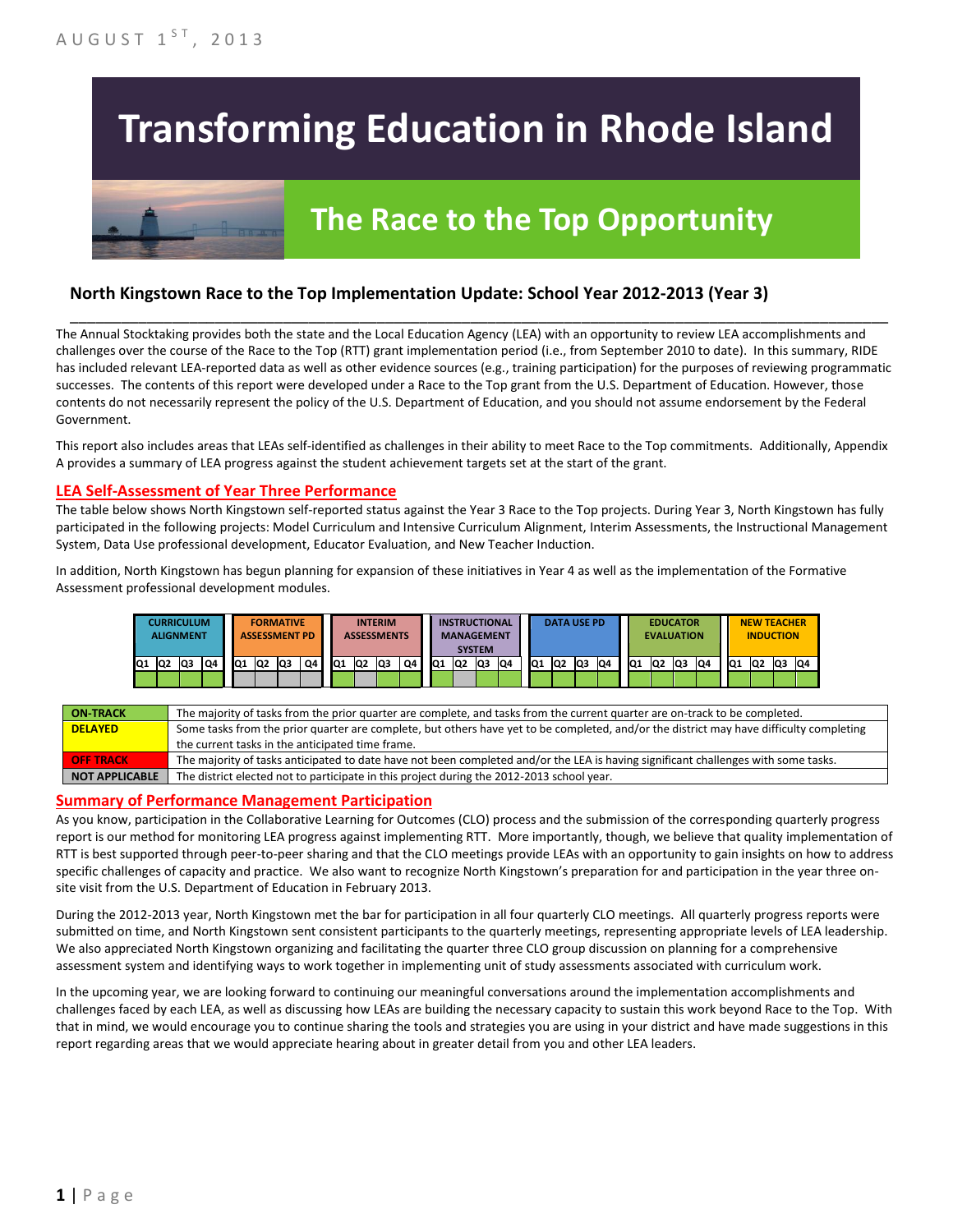AUGUST 1ST, 2013

# Transforming Education in Rhode Island

## The Race to the Top Opportunity

### North Kingstown Race to the Top Implementation Update: School Year 2012-2013 (Year 3)

The Annual Stocktaking provides both the state and the Local Education Agency (LEA) with an opportunity to review LEA accomplishments and challenges over the course of the Race to the Top (RTT) grant implementation period (i.e., from September 2010 to date). In this summary, RIDE has included relevant LEA-reported data as well as other evidence sources (e.g., training participation) for the purposes of reviewing programmatic successes. The contents of this report were developed under a Race to the Top grant from the U.S. Department of Education. However, those contents do not necessarily represent the policy of the U.S. Department of Education, and you should not assume endorsement by the Federal Government.

This report also includes areas that LEAs self-identified as challenges in their ability to meet Race to the Top commitments. Additionally, Appendix A provides a summary of LEA progress against the student achievement targets set at the start of the grant.

## LEA Self-Assessment of Year Three Performance

The table below shows North Kingstown self-reported status against the Year 3 Race to the Top projects. During Year 3, North Kingstown has fully participated in the following projects: Model Curriculum and Intensive Curriculum Alignment, Interim Assessments, the Instructional Management System, Data Use professional development, Educator Evaluation, and New Teacher Induction.

In addition, North Kingstown has begun planning for expansion of these initiatives in Year 4 as well as the implementation of the Formative Assessment professional development modules.

| | Q1 | Q2 | Q3 | Q4 |
|---|---|---|---|---|
| CURRICULUM ALIGNMENT | ON-TRACK | ON-TRACK | ON-TRACK | ON-TRACK |
| FORMATIVE ASSESSMENT PD | NOT APPLICABLE | NOT APPLICABLE | NOT APPLICABLE | NOT APPLICABLE |
| INTERIM ASSESSMENTS | ON-TRACK | NOT APPLICABLE | ON-TRACK | ON-TRACK |
| INSTRUCTIONAL MANAGEMENT SYSTEM | ON-TRACK | NOT APPLICABLE | ON-TRACK | ON-TRACK |
| DATA USE PD | ON-TRACK | ON-TRACK | ON-TRACK | ON-TRACK |
| EDUCATOR EVALUATION | ON-TRACK | ON-TRACK | ON-TRACK | ON-TRACK |
| NEW TEACHER INDUCTION | ON-TRACK | ON-TRACK | ON-TRACK | ON-TRACK |

| Status | Description |
|---|---|
| ON-TRACK | The majority of tasks from the prior quarter are complete, and tasks from the current quarter are on-track to be completed. |
| DELAYED | Some tasks from the prior quarter are complete, but others have yet to be completed, and/or the district may have difficulty completing the current tasks in the anticipated time frame. |
| OFF TRACK | The majority of tasks anticipated to date have not been completed and/or the LEA is having significant challenges with some tasks. |
| NOT APPLICABLE | The district elected not to participate in this project during the 2012-2013 school year. |

## Summary of Performance Management Participation

As you know, participation in the Collaborative Learning for Outcomes (CLO) process and the submission of the corresponding quarterly progress report is our method for monitoring LEA progress against implementing RTT. More importantly, though, we believe that quality implementation of RTT is best supported through peer-to-peer sharing and that the CLO meetings provide LEAs with an opportunity to gain insights on how to address specific challenges of capacity and practice. We also want to recognize North Kingstown's preparation for and participation in the year three on-site visit from the U.S. Department of Education in February 2013.

During the 2012-2013 year, North Kingstown met the bar for participation in all four quarterly CLO meetings. All quarterly progress reports were submitted on time, and North Kingstown sent consistent participants to the quarterly meetings, representing appropriate levels of LEA leadership. We also appreciated North Kingstown organizing and facilitating the quarter three CLO group discussion on planning for a comprehensive assessment system and identifying ways to work together in implementing unit of study assessments associated with curriculum work.

In the upcoming year, we are looking forward to continuing our meaningful conversations around the implementation accomplishments and challenges faced by each LEA, as well as discussing how LEAs are building the necessary capacity to sustain this work beyond Race to the Top. With that in mind, we would encourage you to continue sharing the tools and strategies you are using in your district and have made suggestions in this report regarding areas that we would appreciate hearing about in greater detail from you and other LEA leaders.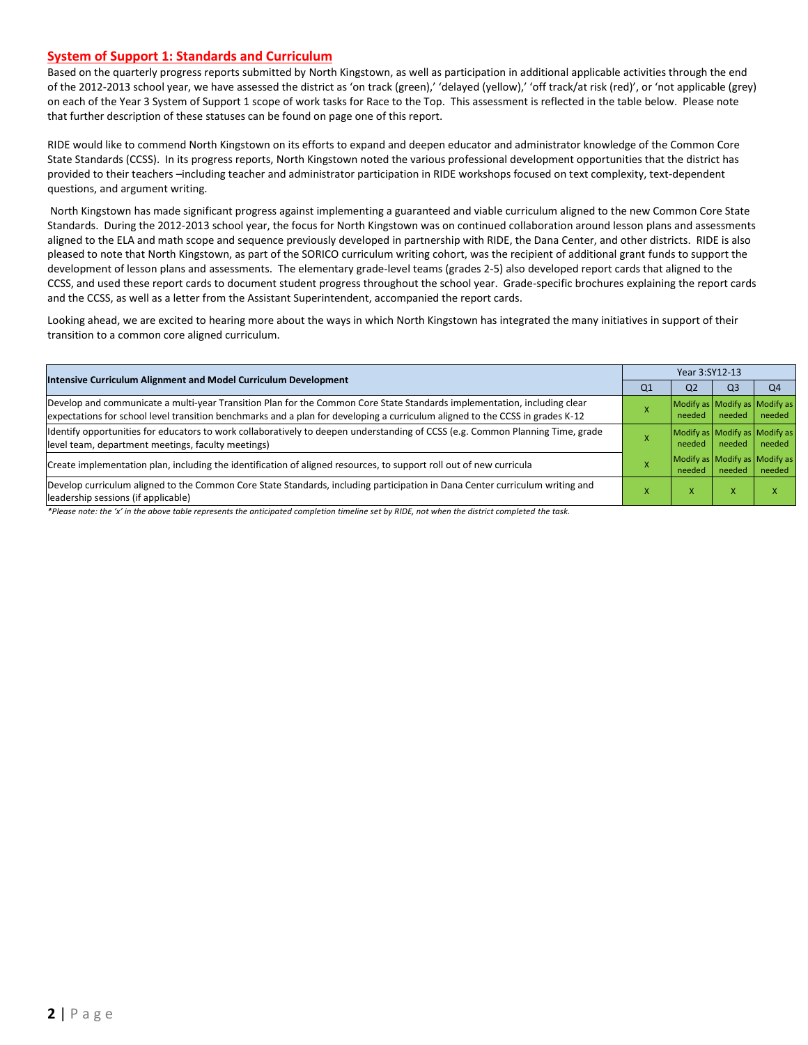## System of Support 1: Standards and Curriculum

Based on the quarterly progress reports submitted by North Kingstown, as well as participation in additional applicable activities through the end of the 2012-2013 school year, we have assessed the district as 'on track (green),' 'delayed (yellow),' 'off track/at risk (red)', or 'not applicable (grey) on each of the Year 3 System of Support 1 scope of work tasks for Race to the Top. This assessment is reflected in the table below. Please note that further description of these statuses can be found on page one of this report.

RIDE would like to commend North Kingstown on its efforts to expand and deepen educator and administrator knowledge of the Common Core State Standards (CCSS). In its progress reports, North Kingstown noted the various professional development opportunities that the district has provided to their teachers –including teacher and administrator participation in RIDE workshops focused on text complexity, text-dependent questions, and argument writing.

North Kingstown has made significant progress against implementing a guaranteed and viable curriculum aligned to the new Common Core State Standards. During the 2012-2013 school year, the focus for North Kingstown was on continued collaboration around lesson plans and assessments aligned to the ELA and math scope and sequence previously developed in partnership with RIDE, the Dana Center, and other districts. RIDE is also pleased to note that North Kingstown, as part of the SORICO curriculum writing cohort, was the recipient of additional grant funds to support the development of lesson plans and assessments. The elementary grade-level teams (grades 2-5) also developed report cards that aligned to the CCSS, and used these report cards to document student progress throughout the school year. Grade-specific brochures explaining the report cards and the CCSS, as well as a letter from the Assistant Superintendent, accompanied the report cards.

Looking ahead, we are excited to hearing more about the ways in which North Kingstown has integrated the many initiatives in support of their transition to a common core aligned curriculum.

| Intensive Curriculum Alignment and Model Curriculum Development | Year 3:SY12-13 | | | |
|---|---|---|---|---|
| | Q1 | Q2 | Q3 | Q4 |
| Develop and communicate a multi-year Transition Plan for the Common Core State Standards implementation, including clear expectations for school level transition benchmarks and a plan for developing a curriculum aligned to the CCSS in grades K-12 | X | Modify as needed | Modify as needed | Modify as needed |
| Identify opportunities for educators to work collaboratively to deepen understanding of CCSS (e.g. Common Planning Time, grade level team, department meetings, faculty meetings) | X | Modify as needed | Modify as needed | Modify as needed |
| Create implementation plan, including the identification of aligned resources, to support roll out of new curricula | X | Modify as needed | Modify as needed | Modify as needed |
| Develop curriculum aligned to the Common Core State Standards, including participation in Dana Center curriculum writing and leadership sessions (if applicable) | X | X | X | X |

*Please note: the 'x' in the above table represents the anticipated completion timeline set by RIDE, not when the district completed the task.*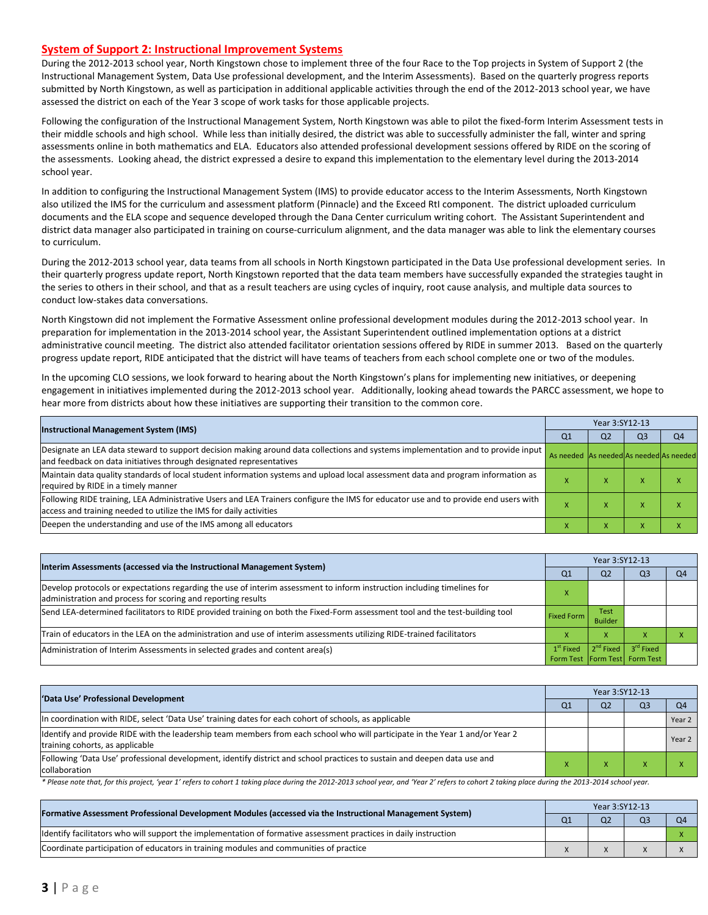## System of Support 2: Instructional Improvement Systems

During the 2012-2013 school year, North Kingstown chose to implement three of the four Race to the Top projects in System of Support 2 (the Instructional Management System, Data Use professional development, and the Interim Assessments). Based on the quarterly progress reports submitted by North Kingstown, as well as participation in additional applicable activities through the end of the 2012-2013 school year, we have assessed the district on each of the Year 3 scope of work tasks for those applicable projects.

Following the configuration of the Instructional Management System, North Kingstown was able to pilot the fixed-form Interim Assessment tests in their middle schools and high school. While less than initially desired, the district was able to successfully administer the fall, winter and spring assessments online in both mathematics and ELA. Educators also attended professional development sessions offered by RIDE on the scoring of the assessments. Looking ahead, the district expressed a desire to expand this implementation to the elementary level during the 2013-2014 school year.

In addition to configuring the Instructional Management System (IMS) to provide educator access to the Interim Assessments, North Kingstown also utilized the IMS for the curriculum and assessment platform (Pinnacle) and the Exceed RtI component. The district uploaded curriculum documents and the ELA scope and sequence developed through the Dana Center curriculum writing cohort. The Assistant Superintendent and district data manager also participated in training on course-curriculum alignment, and the data manager was able to link the elementary courses to curriculum.

During the 2012-2013 school year, data teams from all schools in North Kingstown participated in the Data Use professional development series. In their quarterly progress update report, North Kingstown reported that the data team members have successfully expanded the strategies taught in the series to others in their school, and that as a result teachers are using cycles of inquiry, root cause analysis, and multiple data sources to conduct low-stakes data conversations.

North Kingstown did not implement the Formative Assessment online professional development modules during the 2012-2013 school year. In preparation for implementation in the 2013-2014 school year, the Assistant Superintendent outlined implementation options at a district administrative council meeting. The district also attended facilitator orientation sessions offered by RIDE in summer 2013. Based on the quarterly progress update report, RIDE anticipated that the district will have teams of teachers from each school complete one or two of the modules.

In the upcoming CLO sessions, we look forward to hearing about the North Kingstown's plans for implementing new initiatives, or deepening engagement in initiatives implemented during the 2012-2013 school year. Additionally, looking ahead towards the PARCC assessment, we hope to hear more from districts about how these initiatives are supporting their transition to the common core.

| Instructional Management System (IMS) | Year 3:SY12-13 | | | |
|---|---|---|---|---|
| | Q1 | Q2 | Q3 | Q4 |
| Designate an LEA data steward to support decision making around data collections and systems implementation and to provide input and feedback on data initiatives through designated representatives | As needed | As needed | As needed | As needed |
| Maintain data quality standards of local student information systems and upload local assessment data and program information as required by RIDE in a timely manner | x | x | x | x |
| Following RIDE training, LEA Administrative Users and LEA Trainers configure the IMS for educator use and to provide end users with access and training needed to utilize the IMS for daily activities | x | x | x | x |
| Deepen the understanding and use of the IMS among all educators | x | x | x | x |

| Interim Assessments (accessed via the Instructional Management System) | Year 3:SY12-13 | | | |
|---|---|---|---|---|
| | Q1 | Q2 | Q3 | Q4 |
| Develop protocols or expectations regarding the use of interim assessment to inform instruction including timelines for administration and process for scoring and reporting results | x | | | |
| Send LEA-determined facilitators to RIDE provided training on both the Fixed-Form assessment tool and the test-building tool | Fixed Form | Test Builder | | |
| Train of educators in the LEA on the administration and use of interim assessments utilizing RIDE-trained facilitators | x | x | x | x |
| Administration of Interim Assessments in selected grades and content area(s) | 1st Fixed Form Test | 2nd Fixed Form Test | 3rd Fixed Form Test | |

| 'Data Use' Professional Development | Year 3:SY12-13 | | | |
|---|---|---|---|---|
| | Q1 | Q2 | Q3 | Q4 |
| In coordination with RIDE, select 'Data Use' training dates for each cohort of schools, as applicable | | | | Year 2 |
| Identify and provide RIDE with the leadership team members from each school who will participate in the Year 1 and/or Year 2 training cohorts, as applicable | | | | Year 2 |
| Following 'Data Use' professional development, identify district and school practices to sustain and deepen data use and collaboration | x | x | x | x |

*\* Please note that, for this project, 'year 1' refers to cohort 1 taking place during the 2012-2013 school year, and 'Year 2' refers to cohort 2 taking place during the 2013-2014 school year.*

| Formative Assessment Professional Development Modules (accessed via the Instructional Management System) | Year 3:SY12-13 | | | |
|---|---|---|---|---|
| | Q1 | Q2 | Q3 | Q4 |
| Identify facilitators who will support the implementation of formative assessment practices in daily instruction | | | | x |
| Coordinate participation of educators in training modules and communities of practice | x | x | x | x |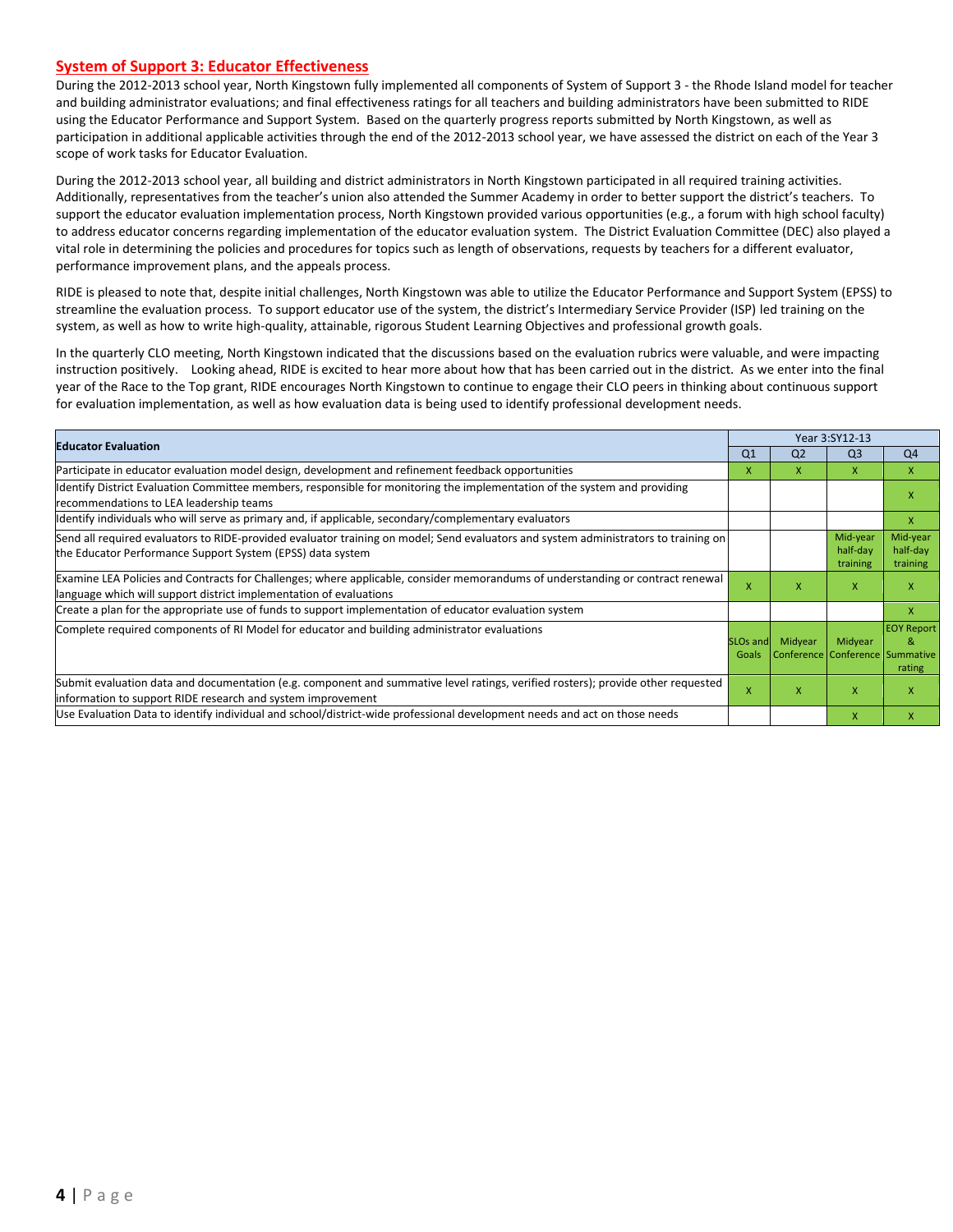## System of Support 3: Educator Effectiveness

During the 2012-2013 school year, North Kingstown fully implemented all components of System of Support 3 - the Rhode Island model for teacher and building administrator evaluations; and final effectiveness ratings for all teachers and building administrators have been submitted to RIDE using the Educator Performance and Support System. Based on the quarterly progress reports submitted by North Kingstown, as well as participation in additional applicable activities through the end of the 2012-2013 school year, we have assessed the district on each of the Year 3 scope of work tasks for Educator Evaluation.

During the 2012-2013 school year, all building and district administrators in North Kingstown participated in all required training activities. Additionally, representatives from the teacher's union also attended the Summer Academy in order to better support the district's teachers. To support the educator evaluation implementation process, North Kingstown provided various opportunities (e.g., a forum with high school faculty) to address educator concerns regarding implementation of the educator evaluation system. The District Evaluation Committee (DEC) also played a vital role in determining the policies and procedures for topics such as length of observations, requests by teachers for a different evaluator, performance improvement plans, and the appeals process.

RIDE is pleased to note that, despite initial challenges, North Kingstown was able to utilize the Educator Performance and Support System (EPSS) to streamline the evaluation process. To support educator use of the system, the district's Intermediary Service Provider (ISP) led training on the system, as well as how to write high-quality, attainable, rigorous Student Learning Objectives and professional growth goals.

In the quarterly CLO meeting, North Kingstown indicated that the discussions based on the evaluation rubrics were valuable, and were impacting instruction positively. Looking ahead, RIDE is excited to hear more about how that has been carried out in the district. As we enter into the final year of the Race to the Top grant, RIDE encourages North Kingstown to continue to engage their CLO peers in thinking about continuous support for evaluation implementation, as well as how evaluation data is being used to identify professional development needs.

| Educator Evaluation | Year 3:SY12-13 | | | |
|---|---|---|---|---|
| | Q1 | Q2 | Q3 | Q4 |
| Participate in educator evaluation model design, development and refinement feedback opportunities | x | x | x | x |
| Identify District Evaluation Committee members, responsible for monitoring the implementation of the system and providing recommendations to LEA leadership teams | | | | x |
| Identify individuals who will serve as primary and, if applicable, secondary/complementary evaluators | | | | x |
| Send all required evaluators to RIDE-provided evaluator training on model; Send evaluators and system administrators to training on the Educator Performance Support System (EPSS) data system | | | Mid-year half-day training | Mid-year half-day training |
| Examine LEA Policies and Contracts for Challenges; where applicable, consider memorandums of understanding or contract renewal language which will support district implementation of evaluations | x | x | x | x |
| Create a plan for the appropriate use of funds to support implementation of educator evaluation system | | | | x |
| Complete required components of RI Model for educator and building administrator evaluations | SLOs and Goals | Midyear Conference | Midyear Conference | EOY Report & Summative rating |
| Submit evaluation data and documentation (e.g. component and summative level ratings, verified rosters); provide other requested information to support RIDE research and system improvement | x | x | x | x |
| Use Evaluation Data to identify individual and school/district-wide professional development needs and act on those needs | | | x | x |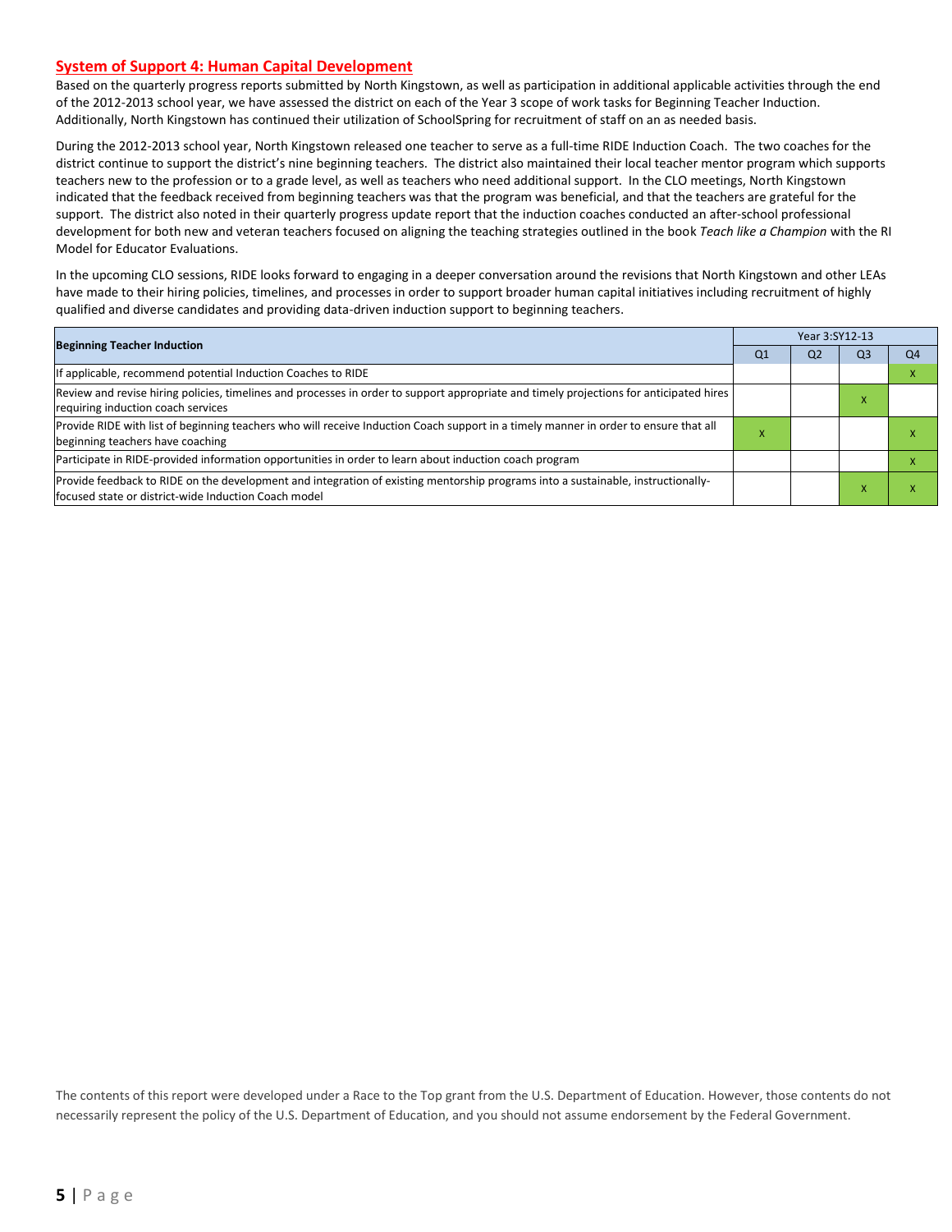## System of Support 4: Human Capital Development

Based on the quarterly progress reports submitted by North Kingstown, as well as participation in additional applicable activities through the end of the 2012-2013 school year, we have assessed the district on each of the Year 3 scope of work tasks for Beginning Teacher Induction. Additionally, North Kingstown has continued their utilization of SchoolSpring for recruitment of staff on an as needed basis.

During the 2012-2013 school year, North Kingstown released one teacher to serve as a full-time RIDE Induction Coach. The two coaches for the district continue to support the district's nine beginning teachers. The district also maintained their local teacher mentor program which supports teachers new to the profession or to a grade level, as well as teachers who need additional support. In the CLO meetings, North Kingstown indicated that the feedback received from beginning teachers was that the program was beneficial, and that the teachers are grateful for the support. The district also noted in their quarterly progress update report that the induction coaches conducted an after-school professional development for both new and veteran teachers focused on aligning the teaching strategies outlined in the book *Teach like a Champion* with the RI Model for Educator Evaluations.

In the upcoming CLO sessions, RIDE looks forward to engaging in a deeper conversation around the revisions that North Kingstown and other LEAs have made to their hiring policies, timelines, and processes in order to support broader human capital initiatives including recruitment of highly qualified and diverse candidates and providing data-driven induction support to beginning teachers.

| Beginning Teacher Induction | Year 3:SY12-13 | | | |
|---|---|---|---|---|
| | Q1 | Q2 | Q3 | Q4 |
| If applicable, recommend potential Induction Coaches to RIDE | | | | X |
| Review and revise hiring policies, timelines and processes in order to support appropriate and timely projections for anticipated hires requiring induction coach services | | | X | |
| Provide RIDE with list of beginning teachers who will receive Induction Coach support in a timely manner in order to ensure that all beginning teachers have coaching | X | | | X |
| Participate in RIDE-provided information opportunities in order to learn about induction coach program | | | | X |
| Provide feedback to RIDE on the development and integration of existing mentorship programs into a sustainable, instructionally-focused state or district-wide Induction Coach model | | | X | X |

The contents of this report were developed under a Race to the Top grant from the U.S. Department of Education. However, those contents do not necessarily represent the policy of the U.S. Department of Education, and you should not assume endorsement by the Federal Government.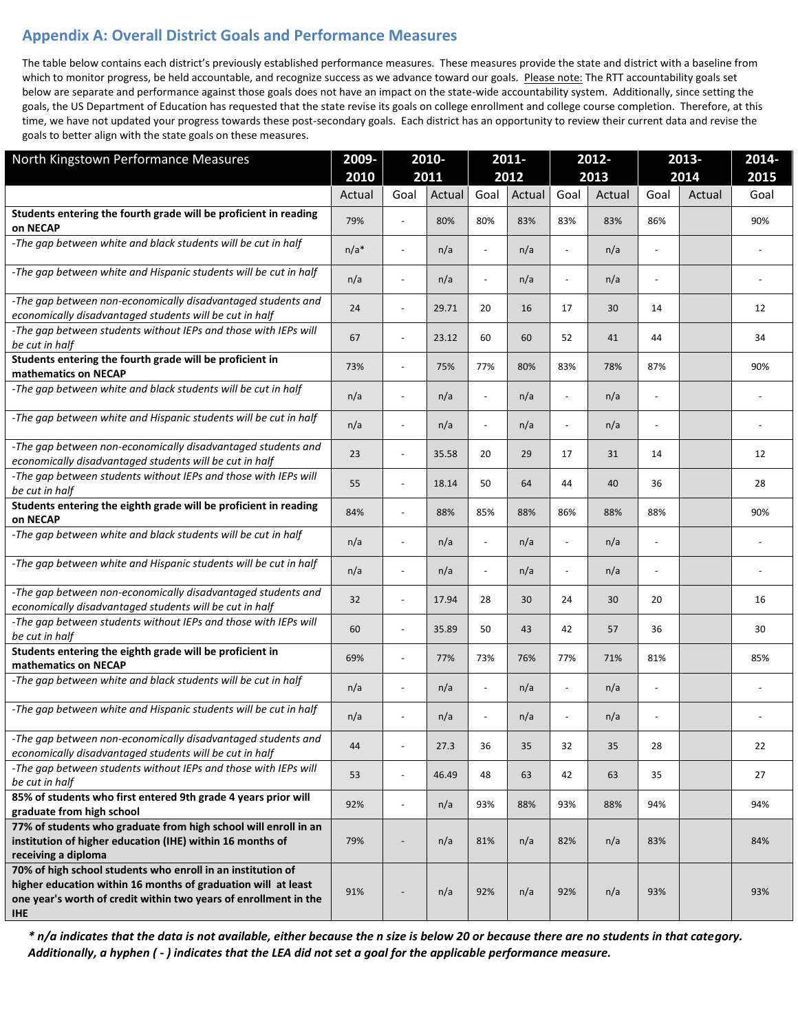## Appendix A: Overall District Goals and Performance Measures

The table below contains each district's previously established performance measures. These measures provide the state and district with a baseline from which to monitor progress, be held accountable, and recognize success as we advance toward our goals. Please note: The RTT accountability goals set below are separate and performance against those goals does not have an impact on the state-wide accountability system. Additionally, since setting the goals, the US Department of Education has requested that the state revise its goals on college enrollment and college course completion. Therefore, at this time, we have not updated your progress towards these post-secondary goals. Each district has an opportunity to review their current data and revise the goals to better align with the state goals on these measures.

| North Kingstown Performance Measures | 2009-2010 | 2010-2011 | | 2011-2012 | | 2012-2013 | | 2013-2014 | | 2014-2015 |
|---|---|---|---|---|---|---|---|---|---|---|
| | Actual | Goal | Actual | Goal | Actual | Goal | Actual | Goal | Actual | Goal |
| **Students entering the fourth grade will be proficient in reading on NECAP** | 79% | - | 80% | 80% | 83% | 83% | 83% | 86% | | 90% |
| *-The gap between white and black students will be cut in half* | n/a* | - | n/a | - | n/a | - | n/a | - | | - |
| *-The gap between white and Hispanic students will be cut in half* | n/a | - | n/a | - | n/a | - | n/a | - | | - |
| *-The gap between non-economically disadvantaged students and economically disadvantaged students will be cut in half* | 24 | - | 29.71 | 20 | 16 | 17 | 30 | 14 | | 12 |
| *-The gap between students without IEPs and those with IEPs will be cut in half* | 67 | - | 23.12 | 60 | 60 | 52 | 41 | 44 | | 34 |
| **Students entering the fourth grade will be proficient in mathematics on NECAP** | 73% | - | 75% | 77% | 80% | 83% | 78% | 87% | | 90% |
| *-The gap between white and black students will be cut in half* | n/a | - | n/a | - | n/a | - | n/a | - | | - |
| *-The gap between white and Hispanic students will be cut in half* | n/a | - | n/a | - | n/a | - | n/a | - | | - |
| *-The gap between non-economically disadvantaged students and economically disadvantaged students will be cut in half* | 23 | - | 35.58 | 20 | 29 | 17 | 31 | 14 | | 12 |
| *-The gap between students without IEPs and those with IEPs will be cut in half* | 55 | - | 18.14 | 50 | 64 | 44 | 40 | 36 | | 28 |
| **Students entering the eighth grade will be proficient in reading on NECAP** | 84% | - | 88% | 85% | 88% | 86% | 88% | 88% | | 90% |
| *-The gap between white and black students will be cut in half* | n/a | - | n/a | - | n/a | - | n/a | - | | - |
| *-The gap between white and Hispanic students will be cut in half* | n/a | - | n/a | - | n/a | - | n/a | - | | - |
| *-The gap between non-economically disadvantaged students and economically disadvantaged students will be cut in half* | 32 | - | 17.94 | 28 | 30 | 24 | 30 | 20 | | 16 |
| *-The gap between students without IEPs and those with IEPs will be cut in half* | 60 | - | 35.89 | 50 | 43 | 42 | 57 | 36 | | 30 |
| **Students entering the eighth grade will be proficient in mathematics on NECAP** | 69% | - | 77% | 73% | 76% | 77% | 71% | 81% | | 85% |
| *-The gap between white and black students will be cut in half* | n/a | - | n/a | - | n/a | - | n/a | - | | - |
| *-The gap between white and Hispanic students will be cut in half* | n/a | - | n/a | - | n/a | - | n/a | - | | - |
| *-The gap between non-economically disadvantaged students and economically disadvantaged students will be cut in half* | 44 | - | 27.3 | 36 | 35 | 32 | 35 | 28 | | 22 |
| *-The gap between students without IEPs and those with IEPs will be cut in half* | 53 | - | 46.49 | 48 | 63 | 42 | 63 | 35 | | 27 |
| **85% of students who first entered 9th grade 4 years prior will graduate from high school** | 92% | - | n/a | 93% | 88% | 93% | 88% | 94% | | 94% |
| **77% of students who graduate from high school will enroll in an institution of higher education (IHE) within 16 months of receiving a diploma** | 79% | - | n/a | 81% | n/a | 82% | n/a | 83% | | 84% |
| **70% of high school students who enroll in an institution of higher education within 16 months of graduation will at least one year's worth of credit within two years of enrollment in the IHE** | 91% | - | n/a | 92% | n/a | 92% | n/a | 93% | | 93% |

***\* n/a indicates that the data is not available, either because the n size is below 20 or because there are no students in that category. Additionally, a hyphen ( - ) indicates that the LEA did not set a goal for the applicable performance measure.***